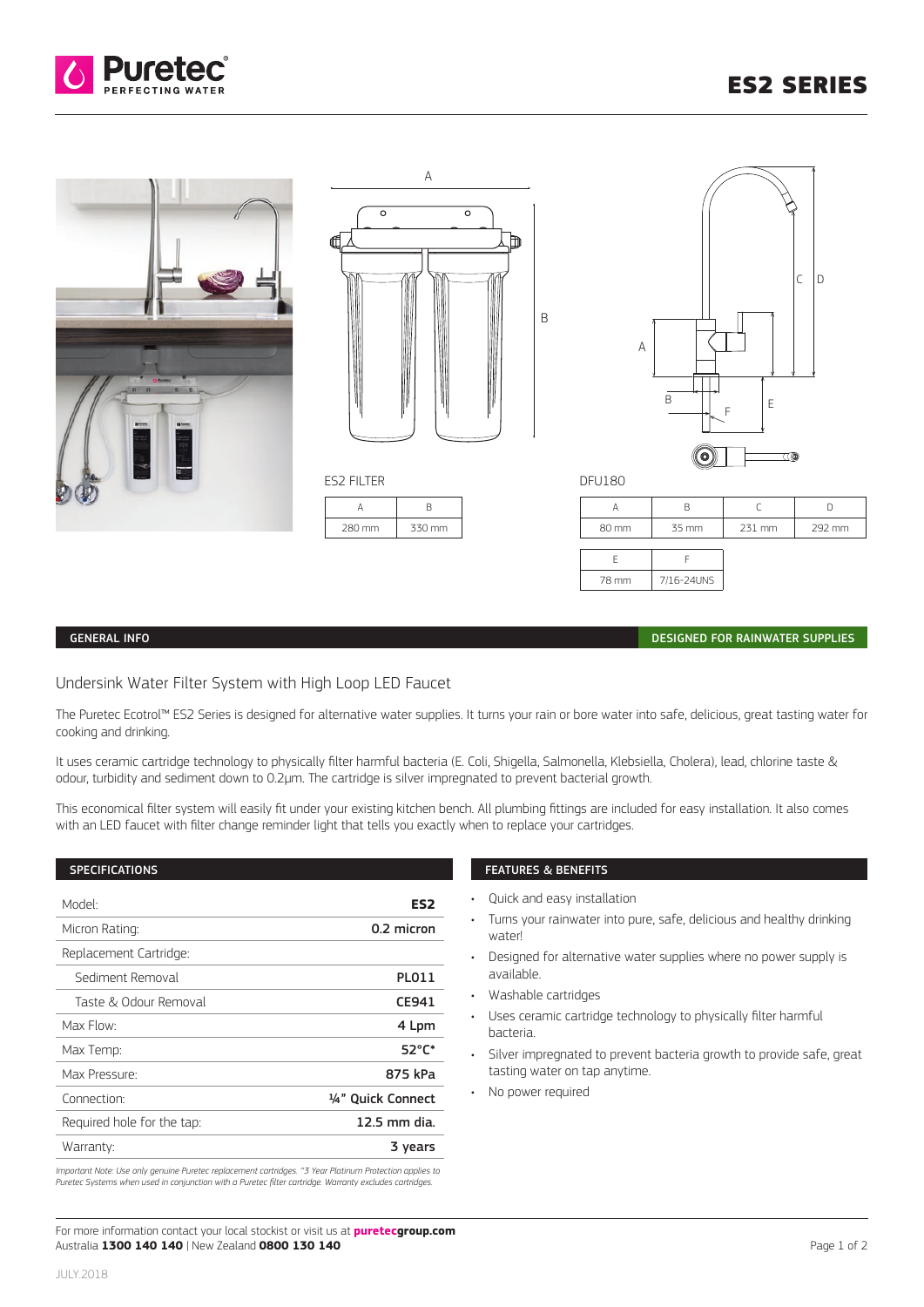# ES2 SERIES

ES2 FILTER

| A | B |
|---|---|
| 280 mm | 330 mm |

DFU180

| A | B | C | D |
|---|---|---|---|
| 80 mm | 35 mm | 231 mm | 292 mm |

| E | F |
|---|---|
| 78 mm | 7/16-24UNS |

## GENERAL INFO

**DESIGNED FOR RAINWATER SUPPLIES**

### Undersink Water Filter System with High Loop LED Faucet

The Puretec Ecotrol™ ES2 Series is designed for alternative water supplies. It turns your rain or bore water into safe, delicious, great tasting water for cooking and drinking.

It uses ceramic cartridge technology to physically filter harmful bacteria (E. Coli, Shigella, Salmonella, Klebsiella, Cholera), lead, chlorine taste & odour, turbidity and sediment down to 0.2µm. The cartridge is silver impregnated to prevent bacterial growth.

This economical filter system will easily fit under your existing kitchen bench. All plumbing fittings are included for easy installation. It also comes with an LED faucet with filter change reminder light that tells you exactly when to replace your cartridges.

## SPECIFICATIONS

| | |
|---|---|
| Model: | **ES2** |
| Micron Rating: | **0.2 micron** |
| Replacement Cartridge: | |
| Sediment Removal | **PL011** |
| Taste & Odour Removal | **CE941** |
| Max Flow: | **4 Lpm** |
| Max Temp: | **52°C*** |
| Max Pressure: | **875 kPa** |
| Connection: | **¼" Quick Connect** |
| Required hole for the tap: | **12.5 mm dia.** |
| Warranty: | **3 years** |

*Important Note: Use only genuine Puretec replacement cartridges. ^3 Year Platinum Protection applies to Puretec Systems when used in conjunction with a Puretec filter cartridge. Warranty excludes cartridges.*

## FEATURES & BENEFITS

- Quick and easy installation
- Turns your rainwater into pure, safe, delicious and healthy drinking water!
- Designed for alternative water supplies where no power supply is available.
- Washable cartridges
- Uses ceramic cartridge technology to physically filter harmful bacteria.
- Silver impregnated to prevent bacteria growth to provide safe, great tasting water on tap anytime.
- No power required

For more information contact your local stockist or visit us at **puretecgroup.com**
Australia **1300 140 140** | New Zealand **0800 130 140**

JULY.2018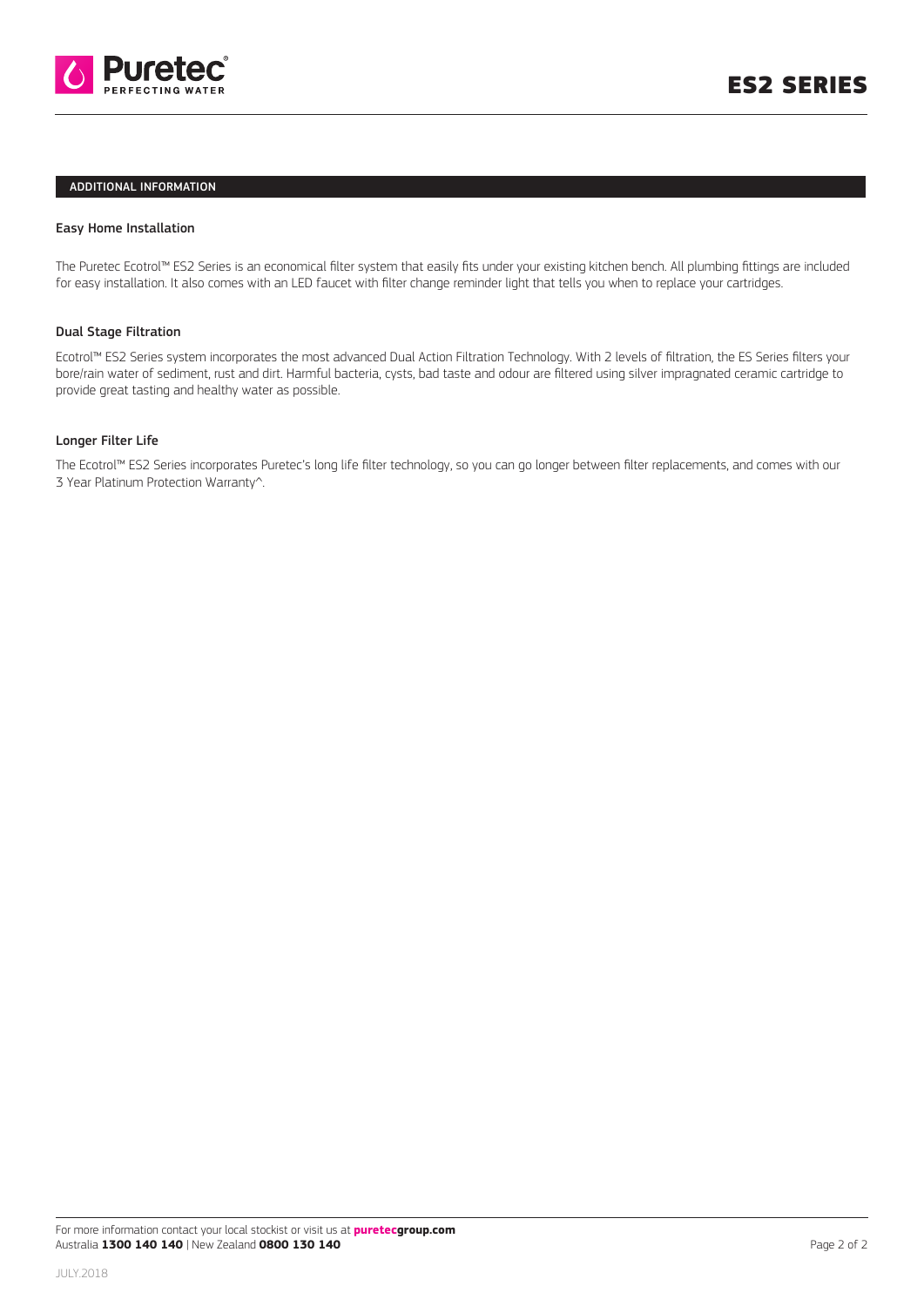## ADDITIONAL INFORMATION

### Easy Home Installation

The Puretec Ecotrol™ ES2 Series is an economical filter system that easily fits under your existing kitchen bench. All plumbing fittings are included for easy installation. It also comes with an LED faucet with filter change reminder light that tells you when to replace your cartridges.

### Dual Stage Filtration

Ecotrol™ ES2 Series system incorporates the most advanced Dual Action Filtration Technology. With 2 levels of filtration, the ES Series filters your bore/rain water of sediment, rust and dirt. Harmful bacteria, cysts, bad taste and odour are filtered using silver impragnated ceramic cartridge to provide great tasting and healthy water as possible.

### Longer Filter Life

The Ecotrol™ ES2 Series incorporates Puretec's long life filter technology, so you can go longer between filter replacements, and comes with our 3 Year Platinum Protection Warranty^.

For more information contact your local stockist or visit us at **puretecgroup.com**
Australia **1300 140 140** | New Zealand **0800 130 140**

JULY.2018